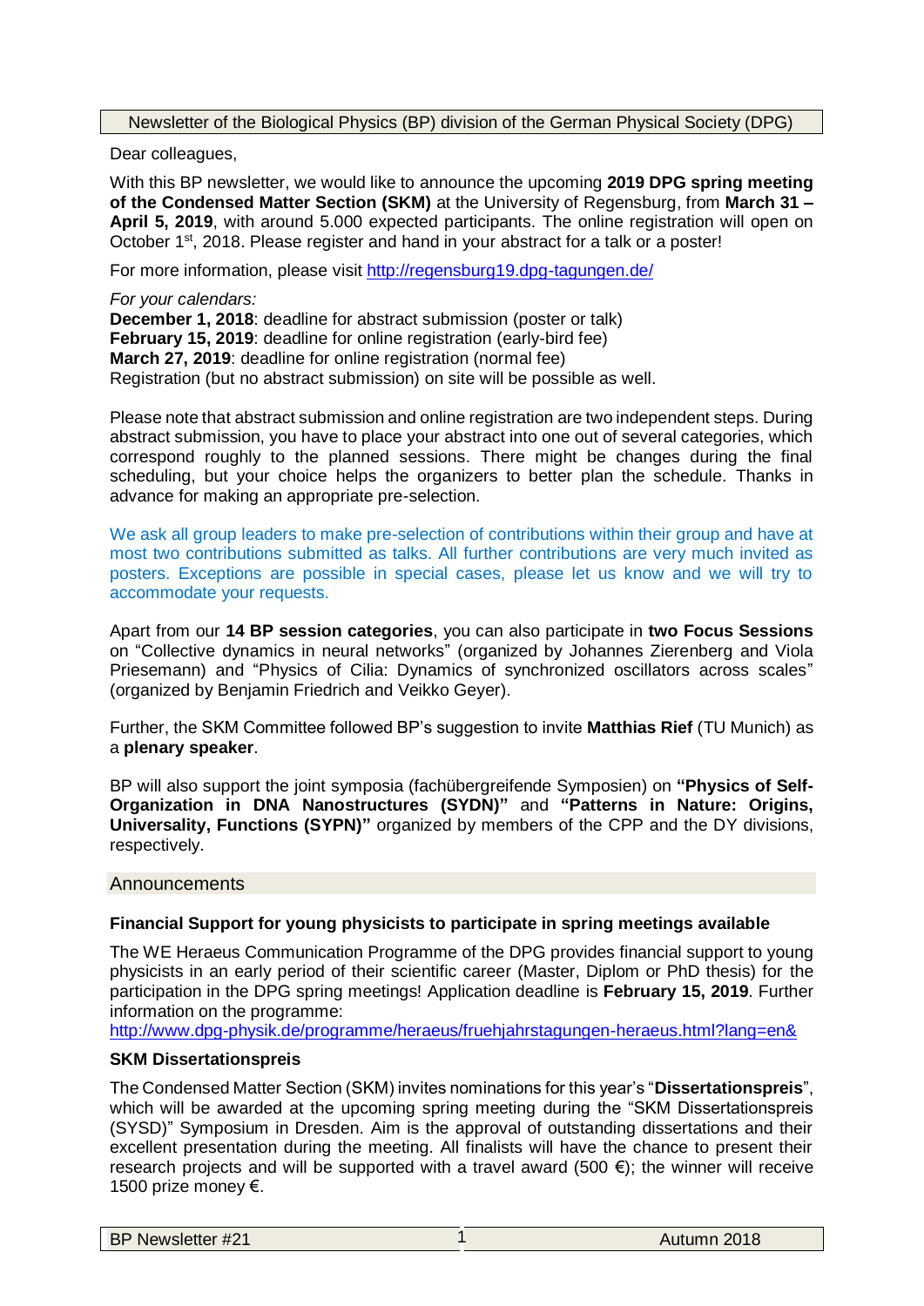Newsletter of the Biological Physics (BP) division of the German Physical Society (DPG)

Dear colleagues,

With this BP newsletter, we would like to announce the upcoming **2019 DPG spring meeting of the Condensed Matter Section (SKM)** at the University of Regensburg, from **March 31 – April 5, 2019**, with around 5.000 expected participants. The online registration will open on October 1st, 2018. Please register and hand in your abstract for a talk or a poster!

For more information, please visit http://regensburg19.dpg-tagungen.de/

*For your calendars:*
**December 1, 2018**: deadline for abstract submission (poster or talk)
**February 15, 2019**: deadline for online registration (early-bird fee)
**March 27, 2019**: deadline for online registration (normal fee)
Registration (but no abstract submission) on site will be possible as well.

Please note that abstract submission and online registration are two independent steps. During abstract submission, you have to place your abstract into one out of several categories, which correspond roughly to the planned sessions. There might be changes during the final scheduling, but your choice helps the organizers to better plan the schedule. Thanks in advance for making an appropriate pre-selection.

We ask all group leaders to make pre-selection of contributions within their group and have at most two contributions submitted as talks. All further contributions are very much invited as posters. Exceptions are possible in special cases, please let us know and we will try to accommodate your requests.

Apart from our **14 BP session categories**, you can also participate in **two Focus Sessions** on "Collective dynamics in neural networks" (organized by Johannes Zierenberg and Viola Priesemann) and "Physics of Cilia: Dynamics of synchronized oscillators across scales" (organized by Benjamin Friedrich and Veikko Geyer).

Further, the SKM Committee followed BP's suggestion to invite **Matthias Rief** (TU Munich) as a **plenary speaker**.

BP will also support the joint symposia (fachübergreifende Symposien) on **"Physics of Self-Organization in DNA Nanostructures (SYDN)"** and **"Patterns in Nature: Origins, Universality, Functions (SYPN)"** organized by members of the CPP and the DY divisions, respectively.

## Announcements

### Financial Support for young physicists to participate in spring meetings available

The WE Heraeus Communication Programme of the DPG provides financial support to young physicists in an early period of their scientific career (Master, Diplom or PhD thesis) for the participation in the DPG spring meetings! Application deadline is **February 15, 2019**. Further information on the programme:
http://www.dpg-physik.de/programme/heraeus/fruehjahrstagungen-heraeus.html?lang=en&

### SKM Dissertationspreis

The Condensed Matter Section (SKM) invites nominations for this year's "**Dissertationspreis**", which will be awarded at the upcoming spring meeting during the "SKM Dissertationspreis (SYSD)" Symposium in Dresden. Aim is the approval of outstanding dissertations and their excellent presentation during the meeting. All finalists will have the chance to present their research projects and will be supported with a travel award (500 €); the winner will receive 1500 prize money €.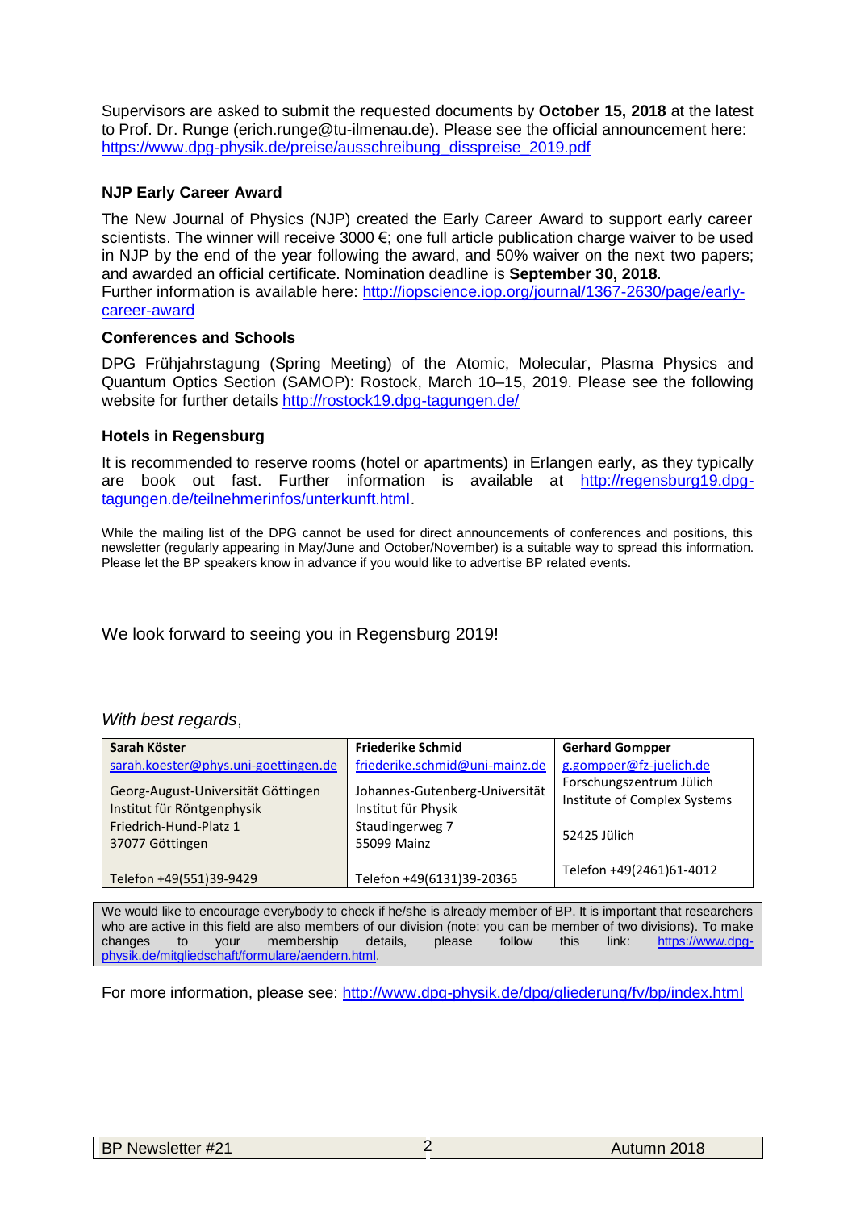Supervisors are asked to submit the requested documents by **October 15, 2018** at the latest to Prof. Dr. Runge (erich.runge@tu-ilmenau.de). Please see the official announcement here: https://www.dpg-physik.de/preise/ausschreibung_disspreise_2019.pdf

### NJP Early Career Award

The New Journal of Physics (NJP) created the Early Career Award to support early career scientists. The winner will receive 3000 €; one full article publication charge waiver to be used in NJP by the end of the year following the award, and 50% waiver on the next two papers; and awarded an official certificate. Nomination deadline is **September 30, 2018**.
Further information is available here: http://iopscience.iop.org/journal/1367-2630/page/early-career-award

### Conferences and Schools

DPG Frühjahrstagung (Spring Meeting) of the Atomic, Molecular, Plasma Physics and Quantum Optics Section (SAMOP): Rostock, March 10–15, 2019. Please see the following website for further details http://rostock19.dpg-tagungen.de/

### Hotels in Regensburg

It is recommended to reserve rooms (hotel or apartments) in Erlangen early, as they typically are book out fast. Further information is available at http://regensburg19.dpg-tagungen.de/teilnehmerinfos/unterkunft.html.

While the mailing list of the DPG cannot be used for direct announcements of conferences and positions, this newsletter (regularly appearing in May/June and October/November) is a suitable way to spread this information. Please let the BP speakers know in advance if you would like to advertise BP related events.

We look forward to seeing you in Regensburg 2019!

*With best regards*,

| | | |
|---|---|---|
| **Sarah Köster** | **Friederike Schmid** | **Gerhard Gompper** |
| sarah.koester@phys.uni-goettingen.de | friederike.schmid@uni-mainz.de | g.gompper@fz-juelich.de |
| Georg-August-Universität Göttingen<br>Institut für Röntgenphysik<br>Friedrich-Hund-Platz 1<br>37077 Göttingen | Johannes-Gutenberg-Universität<br>Institut für Physik<br>Staudingerweg 7<br>55099 Mainz | Forschungszentrum Jülich<br>Institute of Complex Systems<br><br>52425 Jülich |
| Telefon +49(551)39-9429 | Telefon +49(6131)39-20365 | Telefon +49(2461)61-4012 |

We would like to encourage everybody to check if he/she is already member of BP. It is important that researchers who are active in this field are also members of our division (note: you can be member of two divisions). To make changes to your membership details, please follow this link: https://www.dpg-physik.de/mitgliedschaft/formulare/aendern.html.

For more information, please see: http://www.dpg-physik.de/dpg/gliederung/fv/bp/index.html